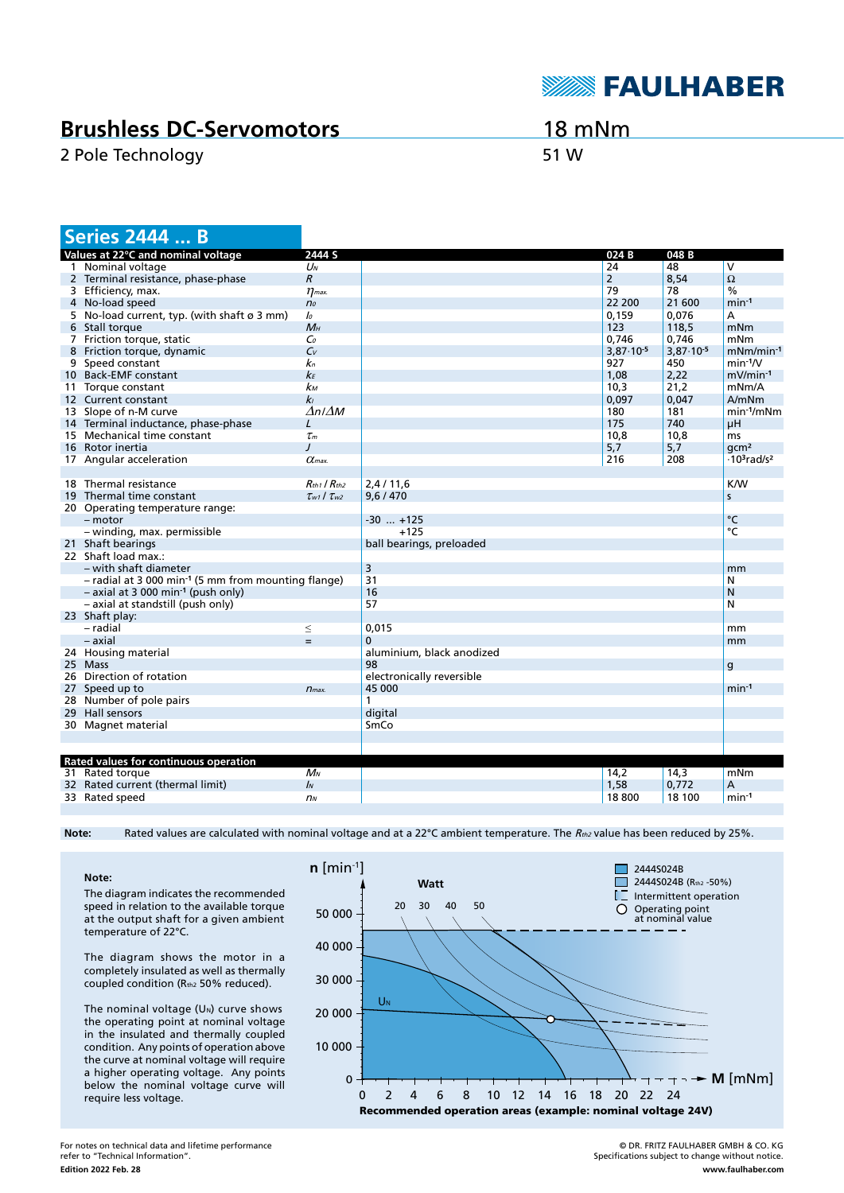# Brushless DC-Servomotors

2 Pole Technology

18 mNm

51 W

## Series 2444 ... B

| Values at 22°C and nominal voltage | | 2444 S | | 024 B | 048 B | |
|---|---|---|---|---|---|---|
| 1 | Nominal voltage | $U_N$ | | 24 | 48 | V |
| 2 | Terminal resistance, phase-phase | $R$ | | 2 | 8,54 | Ω |
| 3 | Efficiency, max. | $\eta_{max.}$ | | 79 | 78 | % |
| 4 | No-load speed | $n_0$ | | 22 200 | 21 600 | min⁻¹ |
| 5 | No-load current, typ. (with shaft ø 3 mm) | $I_0$ | | 0,159 | 0,076 | A |
| 6 | Stall torque | $M_H$ | | 123 | 118,5 | mNm |
| 7 | Friction torque, static | $C_0$ | | 0,746 | 0,746 | mNm |
| 8 | Friction torque, dynamic | $C_v$ | | $3{,}87 \cdot 10^{-5}$ | $3{,}87 \cdot 10^{-5}$ | mNm/min⁻¹ |
| 9 | Speed constant | $k_n$ | | 927 | 450 | min⁻¹/V |
| 10 | Back-EMF constant | $k_E$ | | 1,08 | 2,22 | mV/min⁻¹ |
| 11 | Torque constant | $k_M$ | | 10,3 | 21,2 | mNm/A |
| 12 | Current constant | $k_I$ | | 0,097 | 0,047 | A/mNm |
| 13 | Slope of n-M curve | $\Delta n/\Delta M$ | | 180 | 181 | min⁻¹/mNm |
| 14 | Terminal inductance, phase-phase | $L$ | | 175 | 740 | µH |
| 15 | Mechanical time constant | $\tau_m$ | | 10,8 | 10,8 | ms |
| 16 | Rotor inertia | $J$ | | 5,7 | 5,7 | gcm² |
| 17 | Angular acceleration | $\alpha_{max.}$ | | 216 | 208 | $\cdot 10^3$rad/s² |
| | | | | | | |
| 18 | Thermal resistance | $R_{th1}$ / $R_{th2}$ | 2,4 / 11,6 | | | K/W |
| 19 | Thermal time constant | $\tau_{w1}$ / $\tau_{w2}$ | 9,6 / 470 | | | s |
| 20 | Operating temperature range: | | | | | |
| | – motor | | -30 ... +125 | | | °C |
| | – winding, max. permissible | | +125 | | | °C |
| 21 | Shaft bearings | | ball bearings, preloaded | | | |
| 22 | Shaft load max.: | | | | | |
| | – with shaft diameter | | 3 | | | mm |
| | – radial at 3 000 min⁻¹ (5 mm from mounting flange) | | 31 | | | N |
| | – axial at 3 000 min⁻¹ (push only) | | 16 | | | N |
| | – axial at standstill (push only) | | 57 | | | N |
| 23 | Shaft play: | | | | | |
| | – radial | ≤ | 0,015 | | | mm |
| | – axial | = | 0 | | | mm |
| 24 | Housing material | | aluminium, black anodized | | | |
| 25 | Mass | | 98 | | | g |
| 26 | Direction of rotation | | electronically reversible | | | |
| 27 | Speed up to | $n_{max.}$ | 45 000 | | | min⁻¹ |
| 28 | Number of pole pairs | | 1 | | | |
| 29 | Hall sensors | | digital | | | |
| 30 | Magnet material | | SmCo | | | |

| Rated values for continuous operation | | | | 024 B | 048 B | |
|---|---|---|---|---|---|---|
| 31 | Rated torque | $M_N$ | | 14,2 | 14,3 | mNm |
| 32 | Rated current (thermal limit) | $I_N$ | | 1,58 | 0,772 | A |
| 33 | Rated speed | $n_N$ | | 18 800 | 18 100 | min⁻¹ |

**Note:** Rated values are calculated with nominal voltage and at a 22°C ambient temperature. The $R_{th2}$ value has been reduced by 25%.

**Note:**

The diagram indicates the recommended speed in relation to the available torque at the output shaft for a given ambient temperature of 22°C.

The diagram shows the motor in a completely insulated as well as thermally coupled condition ($R_{th2}$ 50% reduced).

The nominal voltage ($U_N$) curve shows the operating point at nominal voltage in the insulated and thermally coupled condition. Any points of operation above the curve at nominal voltage will require a higher operating voltage. Any points below the nominal voltage curve will require less voltage.

Recommended operation areas (example: nominal voltage 24V)

For notes on technical data and lifetime performance refer to "Technical Information".

Edition 2022 Feb. 28

© DR. FRITZ FAULHABER GMBH & CO. KG
Specifications subject to change without notice.
www.faulhaber.com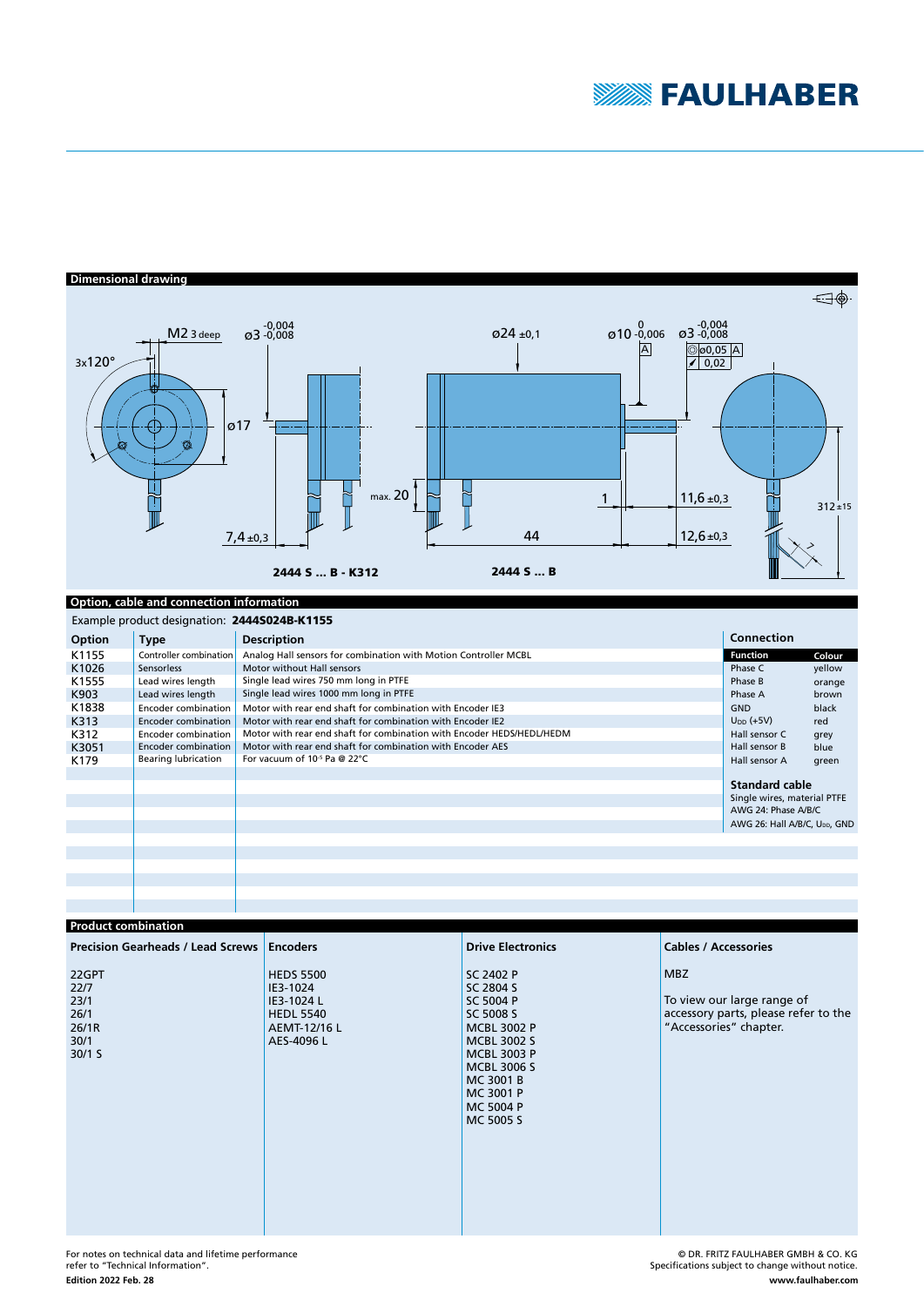## Dimensional drawing

M2 3 deep
ø3 -0,004 -0,008
3x120°
ø17
7,4 ±0,3
max. 20
ø24 ±0,1
ø10 0 -0,006
A
ø3 -0,004 -0,008
◎ ø0,05 A
↗ 0,02
1
11,6 ±0,3
44
12,6 ±0,3
312 ±15
7
2444 S ... B - K312
2444 S ... B

## Option, cable and connection information

Example product designation: **2444S024B-K1155**

| Option | Type | Description |
|---|---|---|
| K1155 | Controller combination | Analog Hall sensors for combination with Motion Controller MCBL |
| K1026 | Sensorless | Motor without Hall sensors |
| K1555 | Lead wires length | Single lead wires 750 mm long in PTFE |
| K903 | Lead wires length | Single lead wires 1000 mm long in PTFE |
| K1838 | Encoder combination | Motor with rear end shaft for combination with Encoder IE3 |
| K313 | Encoder combination | Motor with rear end shaft for combination with Encoder IE2 |
| K312 | Encoder combination | Motor with rear end shaft for combination with Encoder HEDS/HEDL/HEDM |
| K3051 | Encoder combination | Motor with rear end shaft for combination with Encoder AES |
| K179 | Bearing lubrication | For vacuum of $10^{-5}$ Pa @ 22°C |

### Connection

| Function | Colour |
|---|---|
| Phase C | yellow |
| Phase B | orange |
| Phase A | brown |
| GND | black |
| $U_{DD}$ (+5V) | red |
| Hall sensor C | grey |
| Hall sensor B | blue |
| Hall sensor A | green |

**Standard cable**
Single wires, material PTFE
AWG 24: Phase A/B/C
AWG 26: Hall A/B/C, $U_{DD}$, GND

## Product combination

| Precision Gearheads / Lead Screws | Encoders | Drive Electronics | Cables / Accessories |
|---|---|---|---|
| 22GPT<br>22/7<br>23/1<br>26/1<br>26/1R<br>30/1<br>30/1 S | HEDS 5500<br>IE3-1024<br>IE3-1024 L<br>HEDL 5540<br>AEMT-12/16 L<br>AES-4096 L | SC 2402 P<br>SC 2804 S<br>SC 5004 P<br>SC 5008 S<br>MCBL 3002 P<br>MCBL 3002 S<br>MCBL 3003 P<br>MCBL 3006 S<br>MC 3001 B<br>MC 3001 P<br>MC 5004 P<br>MC 5005 S | MBZ<br><br>To view our large range of accessory parts, please refer to the "Accessories" chapter. |

For notes on technical data and lifetime performance refer to "Technical Information".
Edition 2022 Feb. 28

© DR. FRITZ FAULHABER GMBH & CO. KG
Specifications subject to change without notice.
www.faulhaber.com